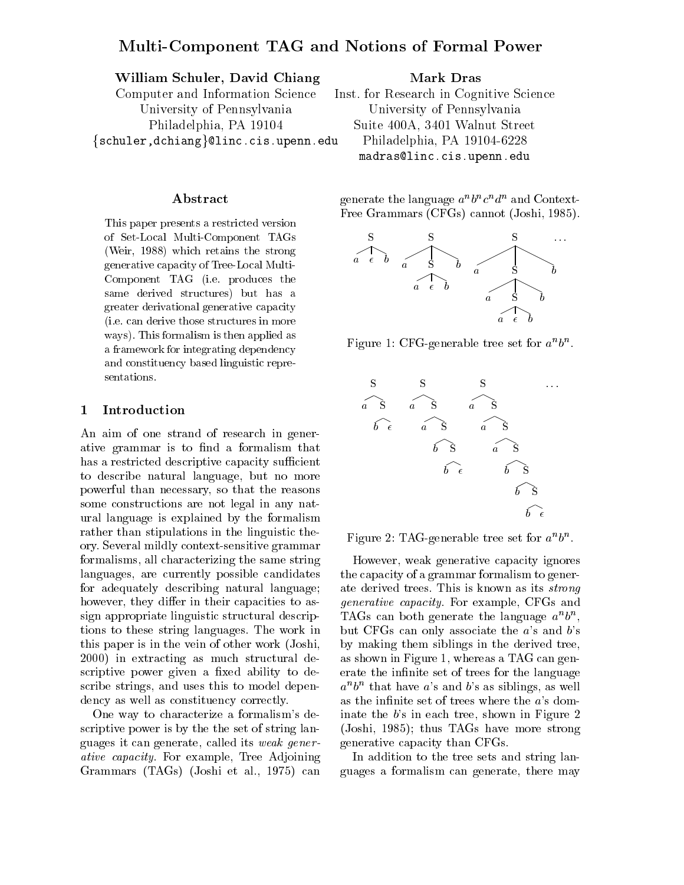# Multi-Component TAG and Notions of Formal Power

**William Schuler, David Chiang**
Computer and Information Science
University of Pennsylvania
Philadelphia, PA 19104
{schuler,dchiang}@linc.cis.upenn.edu

**Mark Dras**
Inst. for Research in Cognitive Science
University of Pennsylvania
Suite 400A, 3401 Walnut Street
Philadelphia, PA 19104-6228
madras@linc.cis.upenn.edu

## Abstract

This paper presents a restricted version of Set-Local Multi-Component TAGs (Weir, 1988) which retains the strong generative capacity of Tree-Local Multi-Component TAG (i.e. produces the same derived structures) but has a greater derivational generative capacity (i.e. can derive those structures in more ways). This formalism is then applied as a framework for integrating dependency and constituency based linguistic representations.

## 1 Introduction

An aim of one strand of research in generative grammar is to find a formalism that has a restricted descriptive capacity sufficient to describe natural language, but no more powerful than necessary, so that the reasons some constructions are not legal in any natural language is explained by the formalism rather than stipulations in the linguistic theory. Several mildly context-sensitive grammar formalisms, all characterizing the same string languages, are currently possible candidates for adequately describing natural language; however, they differ in their capacities to assign appropriate linguistic structural descriptions to these string languages. The work in this paper is in the vein of other work (Joshi, 2000) in extracting as much structural descriptive power given a fixed ability to describe strings, and uses this to model dependency as well as constituency correctly.

One way to characterize a formalism's descriptive power is by the the set of string languages it can generate, called its *weak generative capacity*. For example, Tree Adjoining Grammars (TAGs) (Joshi et al., 1975) can generate the language $a^n b^n c^n d^n$ and Context-Free Grammars (CFGs) cannot (Joshi, 1985).

Figure 1: CFG-generable tree set for $a^n b^n$.

Figure 2: TAG-generable tree set for $a^n b^n$.

However, weak generative capacity ignores the capacity of a grammar formalism to generate derived trees. This is known as its *strong generative capacity*. For example, CFGs and TAGs can both generate the language $a^n b^n$, but CFGs can only associate the $a$'s and $b$'s by making them siblings in the derived tree, as shown in Figure 1, whereas a TAG can generate the infinite set of trees for the language $a^n b^n$ that have $a$'s and $b$'s as siblings, as well as the infinite set of trees where the $a$'s dominate the $b$'s in each tree, shown in Figure 2 (Joshi, 1985); thus TAGs have more strong generative capacity than CFGs.

In addition to the tree sets and string languages a formalism can generate, there may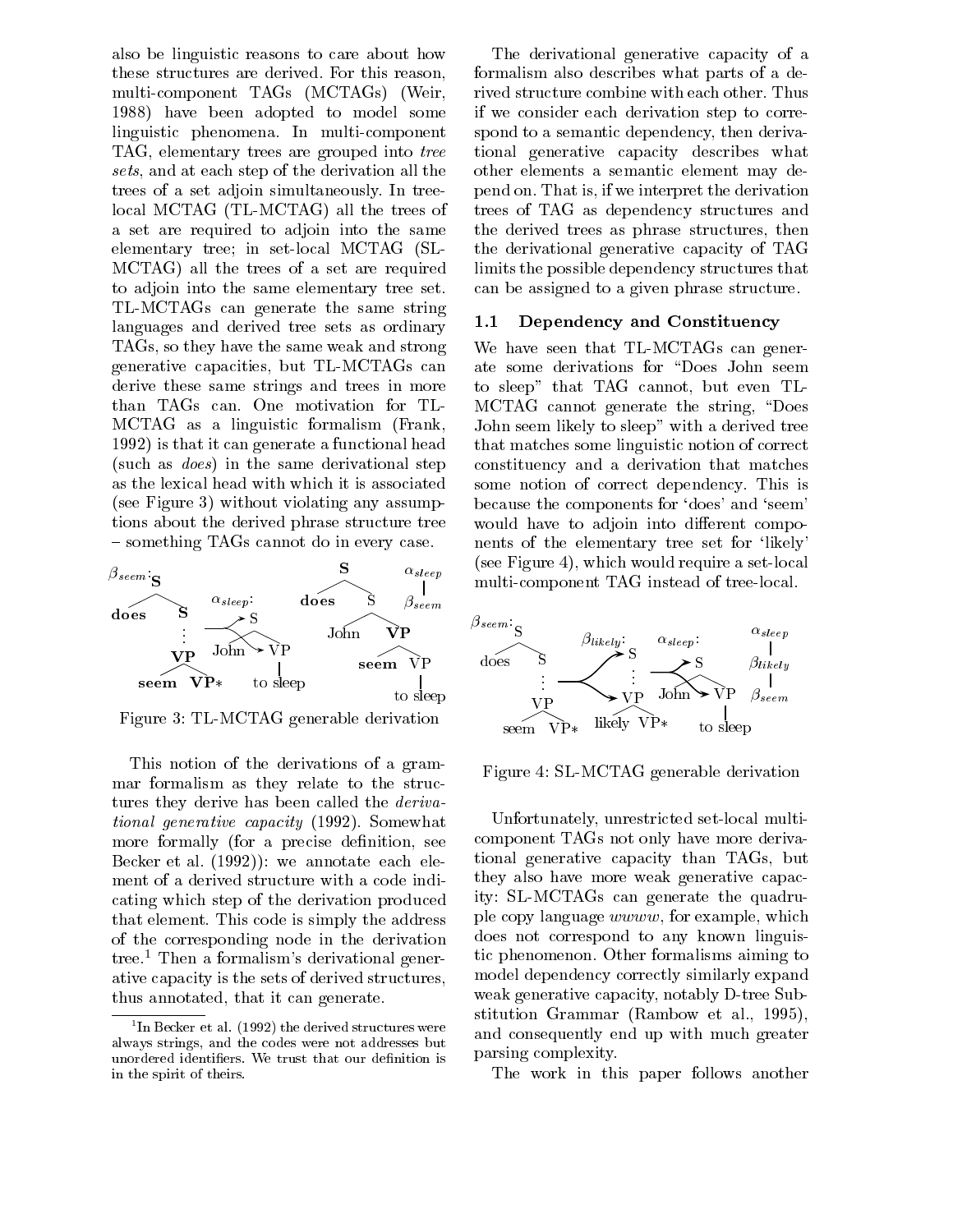also be linguistic reasons to care about how these structures are derived. For this reason, multi-component TAGs (MCTAGs) (Weir, 1988) have been adopted to model some linguistic phenomena. In multi-component TAG, elementary trees are grouped into *tree sets*, and at each step of the derivation all the trees of a set adjoin simultaneously. In tree-local MCTAG (TL-MCTAG) all the trees of a set are required to adjoin into the same elementary tree; in set-local MCTAG (SL-MCTAG) all the trees of a set are required to adjoin into the same elementary tree set. TL-MCTAGs can generate the same string languages and derived tree sets as ordinary TAGs, so they have the same weak and strong generative capacities, but TL-MCTAGs can derive these same strings and trees in more than TAGs can. One motivation for TL-MCTAG as a linguistic formalism (Frank, 1992) is that it can generate a functional head (such as *does*) in the same derivational step as the lexical head with which it is associated (see Figure 3) without violating any assumptions about the derived phrase structure tree – something TAGs cannot do in every case.

Figure 3: TL-MCTAG generable derivation

This notion of the derivations of a grammar formalism as they relate to the structures they derive has been called the *derivational generative capacity* (1992). Somewhat more formally (for a precise definition, see Becker et al. (1992)): we annotate each element of a derived structure with a code indicating which step of the derivation produced that element. This code is simply the address of the corresponding node in the derivation tree.[1] Then a formalism's derivational generative capacity is the sets of derived structures, thus annotated, that it can generate.

[1] In Becker et al. (1992) the derived structures were always strings, and the codes were not addresses but unordered identifiers. We trust that our definition is in the spirit of theirs.

The derivational generative capacity of a formalism also describes what parts of a derived structure combine with each other. Thus if we consider each derivation step to correspond to a semantic dependency, then derivational generative capacity describes what other elements a semantic element may depend on. That is, if we interpret the derivation trees of TAG as dependency structures and the derived trees as phrase structures, then the derivational generative capacity of TAG limits the possible dependency structures that can be assigned to a given phrase structure.

### 1.1 Dependency and Constituency

We have seen that TL-MCTAGs can generate some derivations for "Does John seem to sleep" that TAG cannot, but even TL-MCTAG cannot generate the string, "Does John seem likely to sleep" with a derived tree that matches some linguistic notion of correct constituency and a derivation that matches some notion of correct dependency. This is because the components for 'does' and 'seem' would have to adjoin into different components of the elementary tree set for 'likely' (see Figure 4), which would require a set-local multi-component TAG instead of tree-local.

Figure 4: SL-MCTAG generable derivation

Unfortunately, unrestricted set-local multi-component TAGs not only have more derivational generative capacity than TAGs, but they also have more weak generative capacity: SL-MCTAGs can generate the quadruple copy language *wwww*, for example, which does not correspond to any known linguistic phenomenon. Other formalisms aiming to model dependency correctly similarly expand weak generative capacity, notably D-tree Substitution Grammar (Rambow et al., 1995), and consequently end up with much greater parsing complexity.

The work in this paper follows another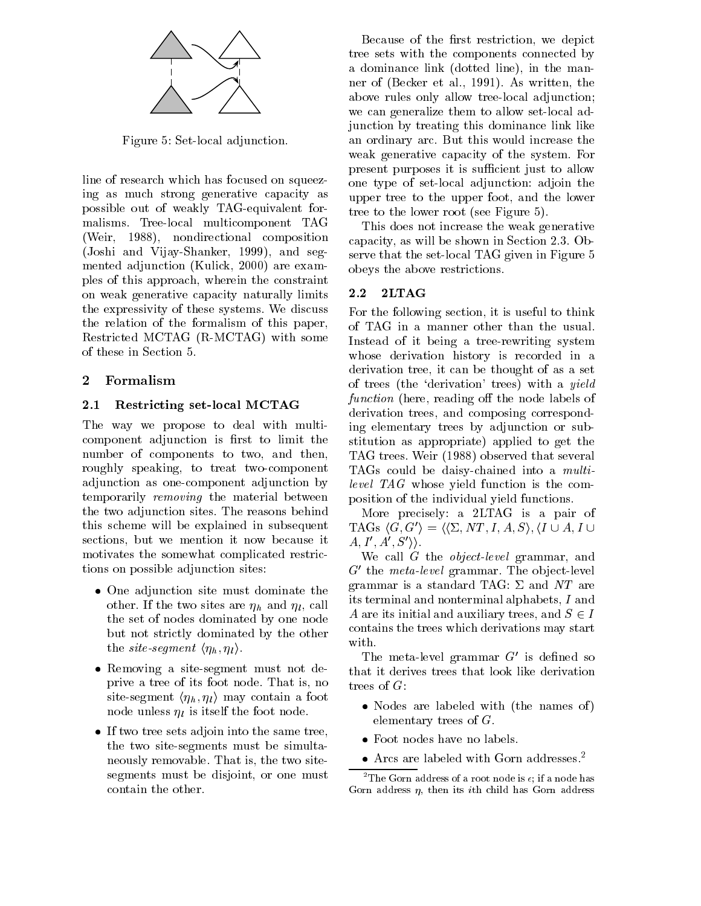Figure 5: Set-local adjunction.

line of research which has focused on squeezing as much strong generative capacity as possible out of weakly TAG-equivalent formalisms. Tree-local multicomponent TAG (Weir, 1988), nondirectional composition (Joshi and Vijay-Shanker, 1999), and segmented adjunction (Kulick, 2000) are examples of this approach, wherein the constraint on weak generative capacity naturally limits the expressivity of these systems. We discuss the relation of the formalism of this paper, Restricted MCTAG (R-MCTAG) with some of these in Section 5.

## 2 Formalism

### 2.1 Restricting set-local MCTAG

The way we propose to deal with multicomponent adjunction is first to limit the number of components to two, and then, roughly speaking, to treat two-component adjunction as one-component adjunction by temporarily *removing* the material between the two adjunction sites. The reasons behind this scheme will be explained in subsequent sections, but we mention it now because it motivates the somewhat complicated restrictions on possible adjunction sites:

- One adjunction site must dominate the other. If the two sites are $\eta_h$ and $\eta_l$, call the set of nodes dominated by one node but not strictly dominated by the other the *site-segment* $\langle \eta_h, \eta_l \rangle$.
- Removing a site-segment must not deprive a tree of its foot node. That is, no site-segment $\langle \eta_h, \eta_l \rangle$ may contain a foot node unless $\eta_l$ is itself the foot node.
- If two tree sets adjoin into the same tree, the two site-segments must be simultaneously removable. That is, the two site-segments must be disjoint, or one must contain the other.

Because of the first restriction, we depict tree sets with the components connected by a dominance link (dotted line), in the manner of (Becker et al., 1991). As written, the above rules only allow tree-local adjunction; we can generalize them to allow set-local adjunction by treating this dominance link like an ordinary arc. But this would increase the weak generative capacity of the system. For present purposes it is sufficient just to allow one type of set-local adjunction: adjoin the upper tree to the upper foot, and the lower tree to the lower root (see Figure 5).

This does not increase the weak generative capacity, as will be shown in Section 2.3. Observe that the set-local TAG given in Figure 5 obeys the above restrictions.

### 2.2 2LTAG

For the following section, it is useful to think of TAG in a manner other than the usual. Instead of it being a tree-rewriting system whose derivation history is recorded in a derivation tree, it can be thought of as a set of trees (the 'derivation' trees) with a *yield function* (here, reading off the node labels of derivation trees, and composing corresponding elementary trees by adjunction or substitution as appropriate) applied to get the TAG trees. Weir (1988) observed that several TAGs could be daisy-chained into a *multilevel TAG* whose yield function is the composition of the individual yield functions.

More precisely: a 2LTAG is a pair of TAGs $\langle G, G' \rangle = \langle \langle \Sigma, NT, I, A, S \rangle, \langle I \cup A, I \cup A, I', A', S' \rangle \rangle$.

We call $G$ the *object-level* grammar, and $G'$ the *meta-level* grammar. The object-level grammar is a standard TAG: $\Sigma$ and $NT$ are its terminal and nonterminal alphabets, $I$ and $A$ are its initial and auxiliary trees, and $S \in I$ contains the trees which derivations may start with.

The meta-level grammar $G'$ is defined so that it derives trees that look like derivation trees of $G$:

- Nodes are labeled with (the names of) elementary trees of $G$.
- Foot nodes have no labels.
- Arcs are labeled with Gorn addresses.[2]

[2] The Gorn address of a root node is $\epsilon$; if a node has Gorn address $\eta$, then its $i$th child has Gorn address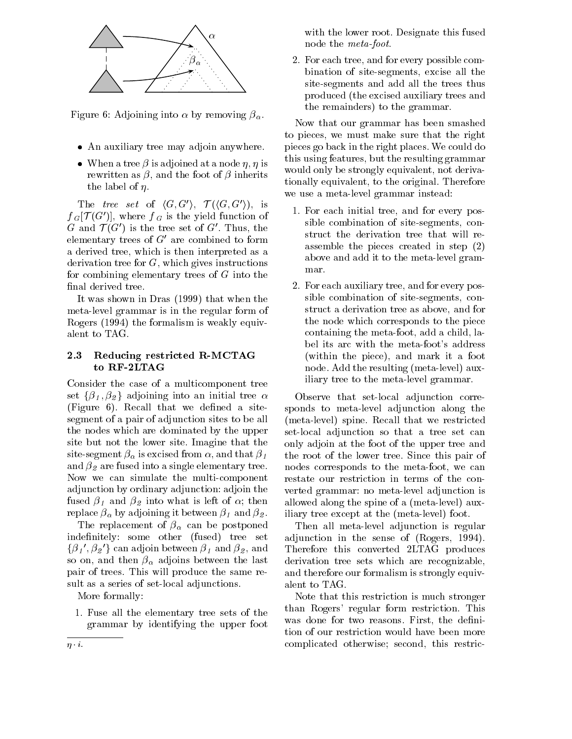Figure 6: Adjoining into $\alpha$ by removing $\beta_\alpha$.

- An auxiliary tree may adjoin anywhere.
- When a tree $\beta$ is adjoined at a node $\eta$, $\eta$ is rewritten as $\beta$, and the foot of $\beta$ inherits the label of $\eta$.

The *tree set* of $\langle G, G' \rangle$, $\mathcal{T}(\langle G, G' \rangle)$, is $f_G[\mathcal{T}(G')]$, where $f_G$ is the yield function of $G$ and $\mathcal{T}(G')$ is the tree set of $G'$. Thus, the elementary trees of $G'$ are combined to form a derived tree, which is then interpreted as a derivation tree for $G$, which gives instructions for combining elementary trees of $G$ into the final derived tree.

It was shown in Dras (1999) that when the meta-level grammar is in the regular form of Rogers (1994) the formalism is weakly equivalent to TAG.

### 2.3 Reducing restricted R-MCTAG to RF-2LTAG

Consider the case of a multicomponent tree set $\{\beta_1, \beta_2\}$ adjoining into an initial tree $\alpha$ (Figure 6). Recall that we defined a site-segment of a pair of adjunction sites to be all the nodes which are dominated by the upper site but not the lower site. Imagine that the site-segment $\beta_\alpha$ is excised from $\alpha$, and that $\beta_1$ and $\beta_2$ are fused into a single elementary tree. Now we can simulate the multi-component adjunction by ordinary adjunction: adjoin the fused $\beta_1$ and $\beta_2$ into what is left of $\alpha$; then replace $\beta_\alpha$ by adjoining it between $\beta_1$ and $\beta_2$.

The replacement of $\beta_\alpha$ can be postponed indefinitely: some other (fused) tree set $\{\beta_1{}', \beta_2{}'\}$ can adjoin between $\beta_1$ and $\beta_2$, and so on, and then $\beta_\alpha$ adjoins between the last pair of trees. This will produce the same result as a series of set-local adjunctions.

More formally:

1. Fuse all the elementary tree sets of the grammar by identifying the upper foot with the lower root. Designate this fused node the *meta-foot*.
2. For each tree, and for every possible combination of site-segments, excise all the site-segments and add all the trees thus produced (the excised auxiliary trees and the remainders) to the grammar.

$\eta \cdot i$.

Now that our grammar has been smashed to pieces, we must make sure that the right pieces go back in the right places. We could do this using features, but the resulting grammar would only be strongly equivalent, not derivationally equivalent, to the original. Therefore we use a meta-level grammar instead:

1. For each initial tree, and for every possible combination of site-segments, construct the derivation tree that will reassemble the pieces created in step (2) above and add it to the meta-level grammar.
2. For each auxiliary tree, and for every possible combination of site-segments, construct a derivation tree as above, and for the node which corresponds to the piece containing the meta-foot, add a child, label its arc with the meta-foot's address (within the piece), and mark it a foot node. Add the resulting (meta-level) auxiliary tree to the meta-level grammar.

Observe that set-local adjunction corresponds to meta-level adjunction along the (meta-level) spine. Recall that we restricted set-local adjunction so that a tree set can only adjoin at the foot of the upper tree and the root of the lower tree. Since this pair of nodes corresponds to the meta-foot, we can restate our restriction in terms of the converted grammar: no meta-level adjunction is allowed along the spine of a (meta-level) auxiliary tree except at the (meta-level) foot.

Then all meta-level adjunction is regular adjunction in the sense of (Rogers, 1994). Therefore this converted 2LTAG produces derivation tree sets which are recognizable, and therefore our formalism is strongly equivalent to TAG.

Note that this restriction is much stronger than Rogers' regular form restriction. This was done for two reasons. First, the definition of our restriction would have been more complicated otherwise; second, this restric-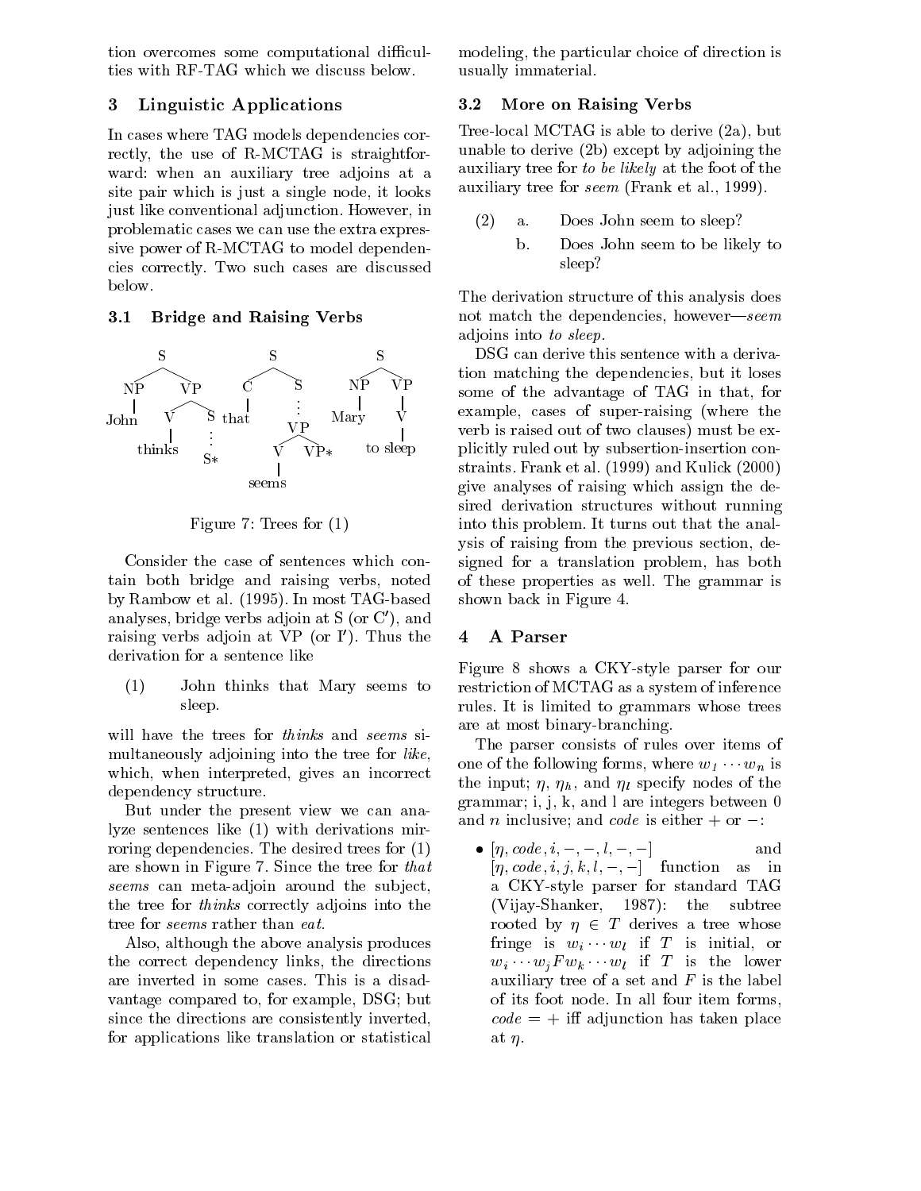tion overcomes some computational difficulties with RF-TAG which we discuss below.

## 3 Linguistic Applications

In cases where TAG models dependencies correctly, the use of R-MCTAG is straightforward: when an auxiliary tree adjoins at a site pair which is just a single node, it looks just like conventional adjunction. However, in problematic cases we can use the extra expressive power of R-MCTAG to model dependencies correctly. Two such cases are discussed below.

### 3.1 Bridge and Raising Verbs

Figure 7: Trees for (1)

Consider the case of sentences which contain both bridge and raising verbs, noted by Rambow et al. (1995). In most TAG-based analyses, bridge verbs adjoin at S (or C′), and raising verbs adjoin at VP (or I′). Thus the derivation for a sentence like

(1) John thinks that Mary seems to sleep.

will have the trees for *thinks* and *seems* simultaneously adjoining into the tree for *like*, which, when interpreted, gives an incorrect dependency structure.

But under the present view we can analyze sentences like (1) with derivations mirroring dependencies. The desired trees for (1) are shown in Figure 7. Since the tree for *that seems* can meta-adjoin around the subject, the tree for *thinks* correctly adjoins into the tree for *seems* rather than *eat*.

Also, although the above analysis produces the correct dependency links, the directions are inverted in some cases. This is a disadvantage compared to, for example, DSG; but since the directions are consistently inverted, for applications like translation or statistical modeling, the particular choice of direction is usually immaterial.

### 3.2 More on Raising Verbs

Tree-local MCTAG is able to derive (2a), but unable to derive (2b) except by adjoining the auxiliary tree for *to be likely* at the foot of the auxiliary tree for *seem* (Frank et al., 1999).

(2) a. Does John seem to sleep?

b. Does John seem to be likely to sleep?

The derivation structure of this analysis does not match the dependencies, however—*seem* adjoins into *to sleep*.

DSG can derive this sentence with a derivation matching the dependencies, but it loses some of the advantage of TAG in that, for example, cases of super-raising (where the verb is raised out of two clauses) must be explicitly ruled out by subsertion-insertion constraints. Frank et al. (1999) and Kulick (2000) give analyses of raising which assign the desired derivation structures without running into this problem. It turns out that the analysis of raising from the previous section, designed for a translation problem, has both of these properties as well. The grammar is shown back in Figure 4.

## 4 A Parser

Figure 8 shows a CKY-style parser for our restriction of MCTAG as a system of inference rules. It is limited to grammars whose trees are at most binary-branching.

The parser consists of rules over items of one of the following forms, where $w_1 \cdots w_n$ is the input; $\eta$, $\eta_h$, and $\eta_l$ specify nodes of the grammar; i, j, k, and l are integers between 0 and $n$ inclusive; and *code* is either $+$ or $-$:

- $[\eta, code, i, -, -, l, -, -]$ and $[\eta, code, i, j, k, l, -, -]$ function as in a CKY-style parser for standard TAG (Vijay-Shanker, 1987): the subtree rooted by $\eta \in T$ derives a tree whose fringe is $w_i \cdots w_l$ if $T$ is initial, or $w_i \cdots w_j F w_k \cdots w_l$ if $T$ is the lower auxiliary tree of a set and $F$ is the label of its foot node. In all four item forms, $code = +$ iff adjunction has taken place at $\eta$.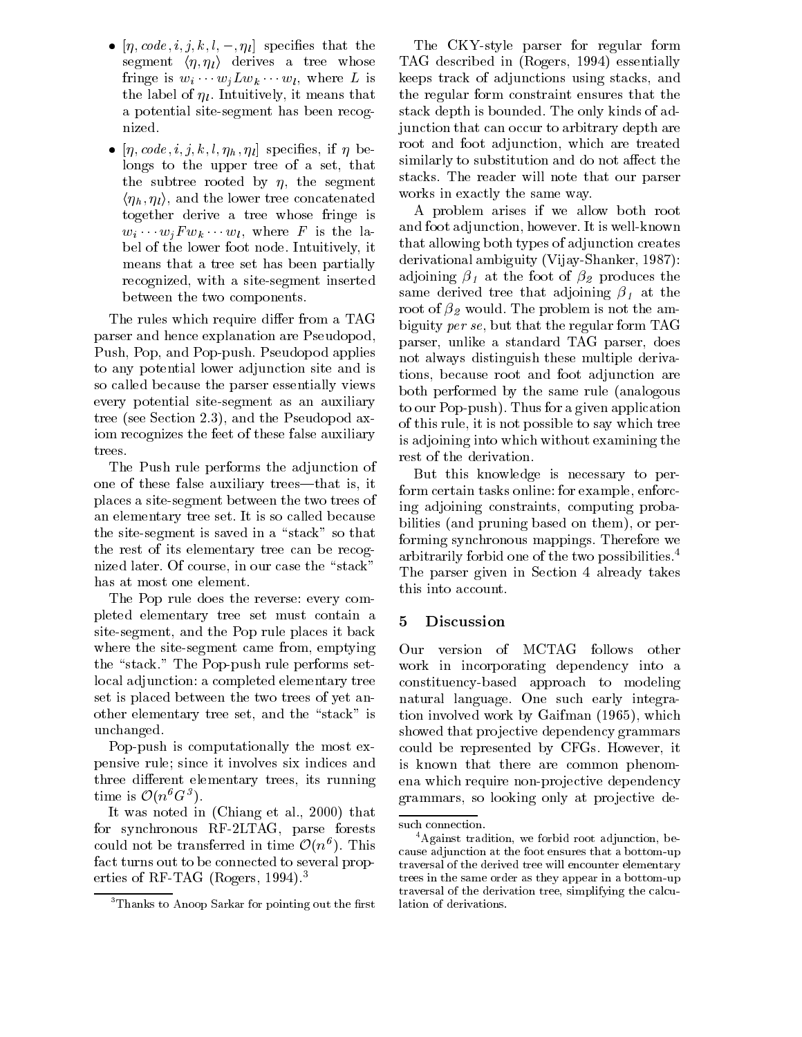- $[\eta, code, i, j, k, l, -, \eta_l]$ specifies that the segment $\langle \eta, \eta_l \rangle$ derives a tree whose fringe is $w_i \cdots w_j L w_k \cdots w_l$, where $L$ is the label of $\eta_l$. Intuitively, it means that a potential site-segment has been recognized.
- $[\eta, code, i, j, k, l, \eta_h, \eta_l]$ specifies, if $\eta$ belongs to the upper tree of a set, that the subtree rooted by $\eta$, the segment $\langle \eta_h, \eta_l \rangle$, and the lower tree concatenated together derive a tree whose fringe is $w_i \cdots w_j F w_k \cdots w_l$, where $F$ is the label of the lower foot node. Intuitively, it means that a tree set has been partially recognized, with a site-segment inserted between the two components.

The rules which require differ from a TAG parser and hence explanation are Pseudopod, Push, Pop, and Pop-push. Pseudopod applies to any potential lower adjunction site and is so called because the parser essentially views every potential site-segment as an auxiliary tree (see Section 2.3), and the Pseudopod axiom recognizes the feet of these false auxiliary trees.

The Push rule performs the adjunction of one of these false auxiliary trees—that is, it places a site-segment between the two trees of an elementary tree set. It is so called because the site-segment is saved in a "stack" so that the rest of its elementary tree can be recognized later. Of course, in our case the "stack" has at most one element.

The Pop rule does the reverse: every completed elementary tree set must contain a site-segment, and the Pop rule places it back where the site-segment came from, emptying the "stack." The Pop-push rule performs set-local adjunction: a completed elementary tree set is placed between the two trees of yet another elementary tree set, and the "stack" is unchanged.

Pop-push is computationally the most expensive rule; since it involves six indices and three different elementary trees, its running time is $\mathcal{O}(n^6 G^3)$.

It was noted in (Chiang et al., 2000) that for synchronous RF-2LTAG, parse forests could not be transferred in time $\mathcal{O}(n^6)$. This fact turns out to be connected to several properties of RF-TAG (Rogers, 1994).[3]

The CKY-style parser for regular form TAG described in (Rogers, 1994) essentially keeps track of adjunctions using stacks, and the regular form constraint ensures that the stack depth is bounded. The only kinds of adjunction that can occur to arbitrary depth are root and foot adjunction, which are treated similarly to substitution and do not affect the stacks. The reader will note that our parser works in exactly the same way.

A problem arises if we allow both root and foot adjunction, however. It is well-known that allowing both types of adjunction creates derivational ambiguity (Vijay-Shanker, 1987): adjoining $\beta_1$ at the foot of $\beta_2$ produces the same derived tree that adjoining $\beta_1$ at the root of $\beta_2$ would. The problem is not the ambiguity *per se*, but that the regular form TAG parser, unlike a standard TAG parser, does not always distinguish these multiple derivations, because root and foot adjunction are both performed by the same rule (analogous to our Pop-push). Thus for a given application of this rule, it is not possible to say which tree is adjoining into which without examining the rest of the derivation.

But this knowledge is necessary to perform certain tasks online: for example, enforcing adjoining constraints, computing probabilities (and pruning based on them), or performing synchronous mappings. Therefore we arbitrarily forbid one of the two possibilities.[4] The parser given in Section 4 already takes this into account.

## 5 Discussion

Our version of MCTAG follows other work in incorporating dependency into a constituency-based approach to modeling natural language. One such early integration involved work by Gaifman (1965), which showed that projective dependency grammars could be represented by CFGs. However, it is known that there are common phenomena which require non-projective dependency grammars, so looking only at projective de-

---

[3] Thanks to Anoop Sarkar for pointing out the first such connection.

[4] Against tradition, we forbid root adjunction, because adjunction at the foot ensures that a bottom-up traversal of the derived tree will encounter elementary trees in the same order as they appear in a bottom-up traversal of the derivation tree, simplifying the calculation of derivations.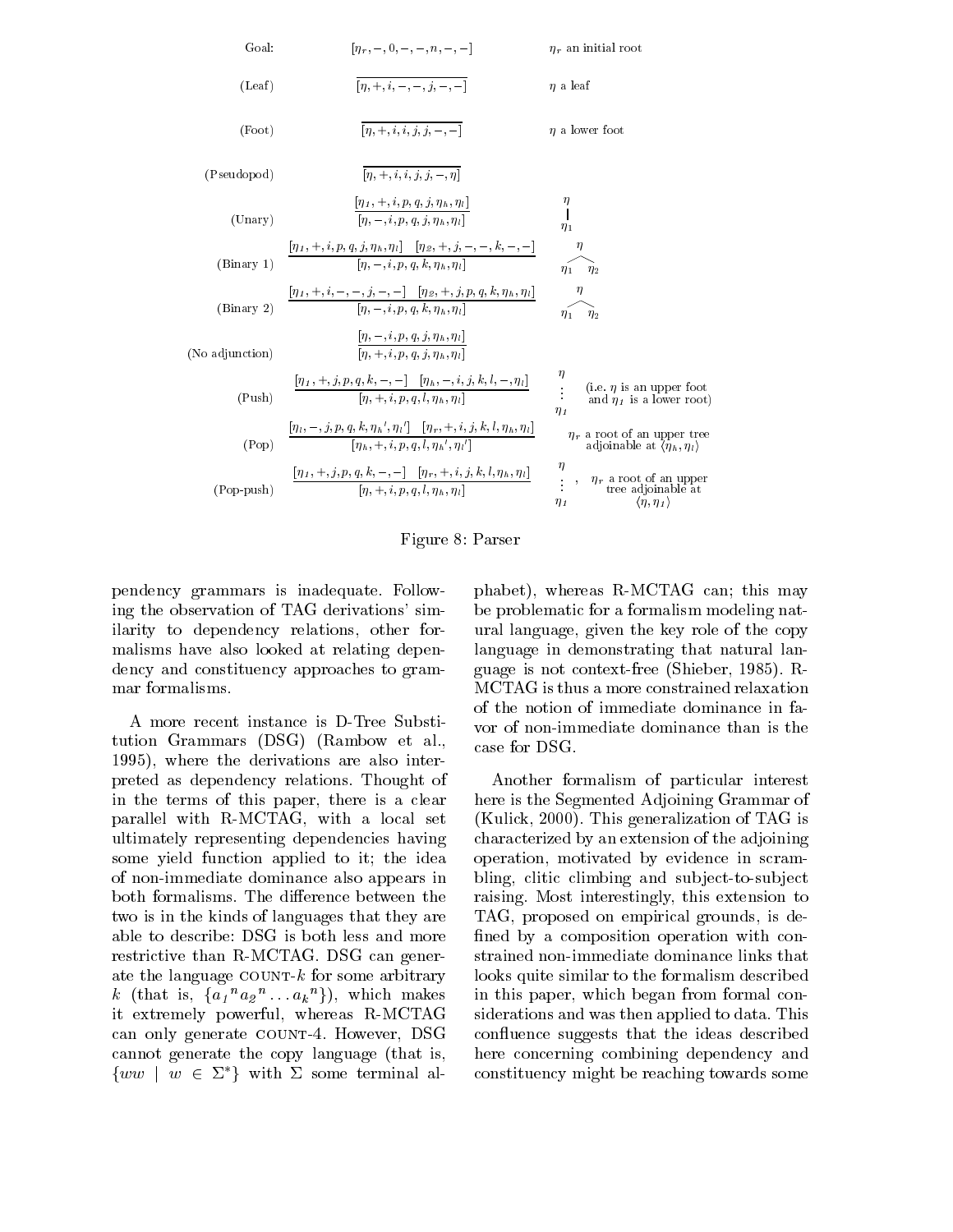| | | |
|---|---|---|
| Goal: | $[\eta_r, -, 0, -, -, n, -, -]$ | $\eta_r$ an initial root |
| (Leaf) | $\overline{[\eta, +, i, -, -, j, -, -]}$ | $\eta$ a leaf |
| (Foot) | $\overline{[\eta, +, i, i, j, j, -, -]}$ | $\eta$ a lower foot |
| (Pseudopod) | $\overline{[\eta, +, i, i, j, j, -, \eta]}$ | |
| (Unary) | $\dfrac{[\eta_1, +, i, p, q, j, \eta_h, \eta_l]}{[\eta, -, i, p, q, j, \eta_h, \eta_l]}$ | $\eta$ — $\eta_1$ |
| (Binary 1) | $\dfrac{[\eta_1, +, i, p, q, j, \eta_h, \eta_l] \quad [\eta_2, +, j, -, -, k, -, -]}{[\eta, -, i, p, q, k, \eta_h, \eta_l]}$ | $\eta$ — $\eta_1 \; \eta_2$ |
| (Binary 2) | $\dfrac{[\eta_1, +, i, -, -, j, -, -] \quad [\eta_2, +, j, p, q, k, \eta_h, \eta_l]}{[\eta, -, i, p, q, k, \eta_h, \eta_l]}$ | $\eta$ — $\eta_1 \; \eta_2$ |
| (No adjunction) | $\dfrac{[\eta, -, i, p, q, j, \eta_h, \eta_l]}{[\eta, +, i, p, q, j, \eta_h, \eta_l]}$ | |
| (Push) | $\dfrac{[\eta_1, +, j, p, q, k, -, -] \quad [\eta_h, -, i, j, k, l, -, \eta_l]}{[\eta, +, i, p, q, l, \eta_h, \eta_l]}$ | $\eta \; \vdots \; \eta_1$ (i.e. $\eta$ is an upper foot and $\eta_1$ is a lower root) |
| (Pop) | $\dfrac{[\eta_l, -, j, p, q, k, \eta_h', \eta_l'] \quad [\eta_r, +, i, j, k, l, \eta_h, \eta_l]}{[\eta_h, +, i, p, q, l, \eta_h', \eta_l']}$ | $\eta_r$ a root of an upper tree adjoinable at $\langle \eta_h, \eta_l \rangle$ |
| (Pop-push) | $\dfrac{[\eta_1, +, j, p, q, k, -, -] \quad [\eta_r, +, i, j, k, l, \eta_h, \eta_l]}{[\eta, +, i, p, q, l, \eta_h, \eta_l]}$ | $\eta \; \vdots \; \eta_1$, $\eta_r$ a root of an upper tree adjoinable at $\langle \eta, \eta_1 \rangle$ |

Figure 8: Parser

pendency grammars is inadequate. Following the observation of TAG derivations' similarity to dependency relations, other formalisms have also looked at relating dependency and constituency approaches to grammar formalisms.

A more recent instance is D-Tree Substitution Grammars (DSG) (Rambow et al., 1995), where the derivations are also interpreted as dependency relations. Thought of in the terms of this paper, there is a clear parallel with R-MCTAG, with a local set ultimately representing dependencies having some yield function applied to it; the idea of non-immediate dominance also appears in both formalisms. The difference between the two is in the kinds of languages that they are able to describe: DSG is both less and more restrictive than R-MCTAG. DSG can generate the language COUNT-$k$ for some arbitrary $k$ (that is, $\{a_1{}^n a_2{}^n \ldots a_k{}^n\}$), which makes it extremely powerful, whereas R-MCTAG can only generate COUNT-4. However, DSG cannot generate the copy language (that is, $\{ww \mid w \in \Sigma^*\}$ with $\Sigma$ some terminal alphabet), whereas R-MCTAG can; this may be problematic for a formalism modeling natural language, given the key role of the copy language in demonstrating that natural language is not context-free (Shieber, 1985). R-MCTAG is thus a more constrained relaxation of the notion of immediate dominance in favor of non-immediate dominance than is the case for DSG.

Another formalism of particular interest here is the Segmented Adjoining Grammar of (Kulick, 2000). This generalization of TAG is characterized by an extension of the adjoining operation, motivated by evidence in scrambling, clitic climbing and subject-to-subject raising. Most interestingly, this extension to TAG, proposed on empirical grounds, is defined by a composition operation with constrained non-immediate dominance links that looks quite similar to the formalism described in this paper, which began from formal considerations and was then applied to data. This confluence suggests that the ideas described here concerning combining dependency and constituency might be reaching towards some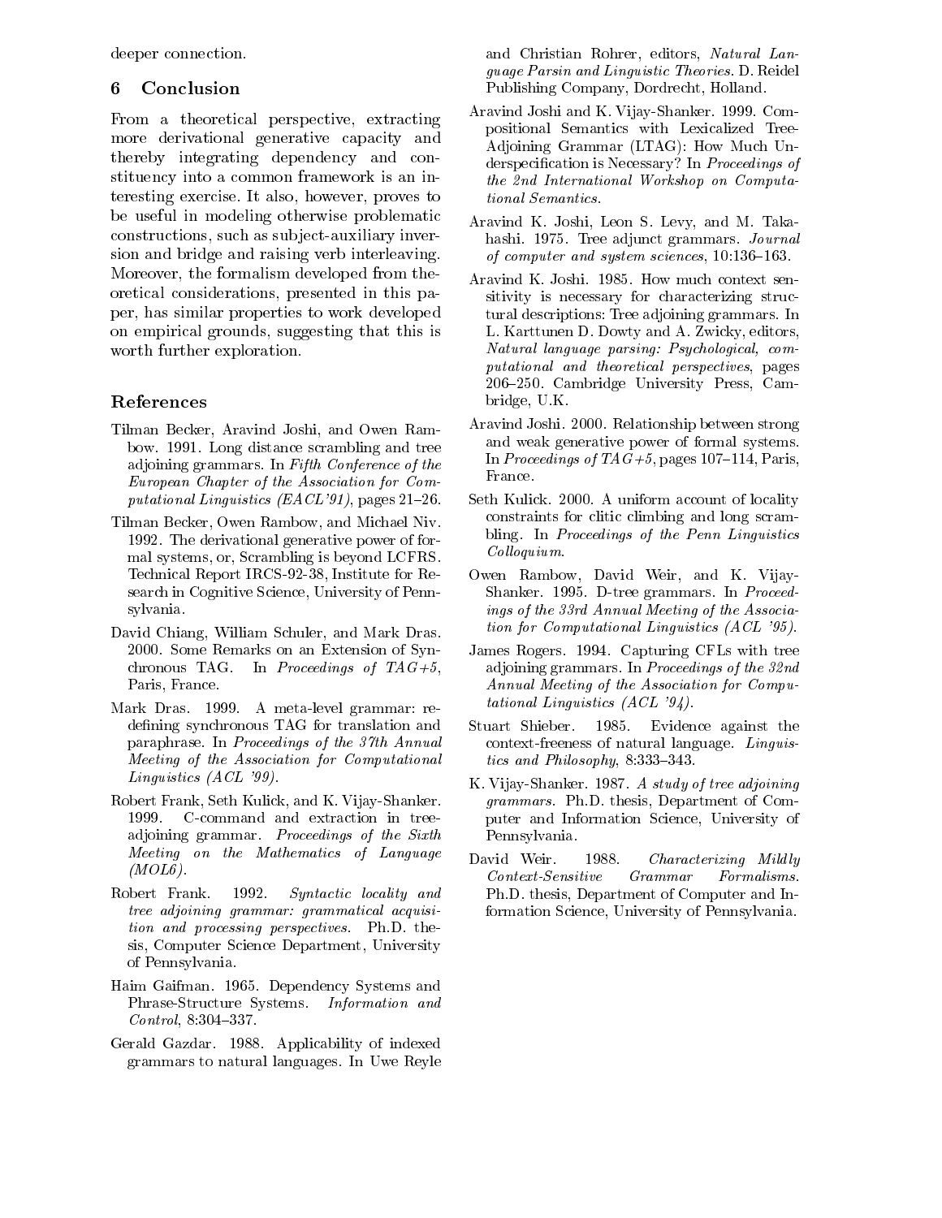deeper connection.

## 6 Conclusion

From a theoretical perspective, extracting more derivational generative capacity and thereby integrating dependency and constituency into a common framework is an interesting exercise. It also, however, proves to be useful in modeling otherwise problematic constructions, such as subject-auxiliary inversion and bridge and raising verb interleaving. Moreover, the formalism developed from theoretical considerations, presented in this paper, has similar properties to work developed on empirical grounds, suggesting that this is worth further exploration.

## References

Tilman Becker, Aravind Joshi, and Owen Rambow. 1991. Long distance scrambling and tree adjoining grammars. In *Fifth Conference of the European Chapter of the Association for Computational Linguistics (EACL'91)*, pages 21–26.

Tilman Becker, Owen Rambow, and Michael Niv. 1992. The derivational generative power of formal systems, or, Scrambling is beyond LCFRS. Technical Report IRCS-92-38, Institute for Research in Cognitive Science, University of Pennsylvania.

David Chiang, William Schuler, and Mark Dras. 2000. Some Remarks on an Extension of Synchronous TAG. In *Proceedings of TAG+5*, Paris, France.

Mark Dras. 1999. A meta-level grammar: redefining synchronous TAG for translation and paraphrase. In *Proceedings of the 37th Annual Meeting of the Association for Computational Linguistics (ACL '99)*.

Robert Frank, Seth Kulick, and K. Vijay-Shanker. 1999. C-command and extraction in tree-adjoining grammar. *Proceedings of the Sixth Meeting on the Mathematics of Language (MOL6)*.

Robert Frank. 1992. *Syntactic locality and tree adjoining grammar: grammatical acquisition and processing perspectives*. Ph.D. thesis, Computer Science Department, University of Pennsylvania.

Haim Gaifman. 1965. Dependency Systems and Phrase-Structure Systems. *Information and Control*, 8:304–337.

Gerald Gazdar. 1988. Applicability of indexed grammars to natural languages. In Uwe Reyle and Christian Rohrer, editors, *Natural Language Parsin and Linguistic Theories*. D. Reidel Publishing Company, Dordrecht, Holland.

Aravind Joshi and K. Vijay-Shanker. 1999. Compositional Semantics with Lexicalized Tree-Adjoining Grammar (LTAG): How Much Underspecification is Necessary? In *Proceedings of the 2nd International Workshop on Computational Semantics*.

Aravind K. Joshi, Leon S. Levy, and M. Takahashi. 1975. Tree adjunct grammars. *Journal of computer and system sciences*, 10:136–163.

Aravind K. Joshi. 1985. How much context sensitivity is necessary for characterizing structural descriptions: Tree adjoining grammars. In L. Karttunen D. Dowty and A. Zwicky, editors, *Natural language parsing: Psychological, computational and theoretical perspectives*, pages 206–250. Cambridge University Press, Cambridge, U.K.

Aravind Joshi. 2000. Relationship between strong and weak generative power of formal systems. In *Proceedings of TAG+5*, pages 107–114, Paris, France.

Seth Kulick. 2000. A uniform account of locality constraints for clitic climbing and long scrambling. In *Proceedings of the Penn Linguistics Colloquium*.

Owen Rambow, David Weir, and K. Vijay-Shanker. 1995. D-tree grammars. In *Proceedings of the 33rd Annual Meeting of the Association for Computational Linguistics (ACL '95)*.

James Rogers. 1994. Capturing CFLs with tree adjoining grammars. In *Proceedings of the 32nd Annual Meeting of the Association for Computational Linguistics (ACL '94)*.

Stuart Shieber. 1985. Evidence against the context-freeness of natural language. *Linguistics and Philosophy*, 8:333–343.

K. Vijay-Shanker. 1987. *A study of tree adjoining grammars*. Ph.D. thesis, Department of Computer and Information Science, University of Pennsylvania.

David Weir. 1988. *Characterizing Mildly Context-Sensitive Grammar Formalisms*. Ph.D. thesis, Department of Computer and Information Science, University of Pennsylvania.